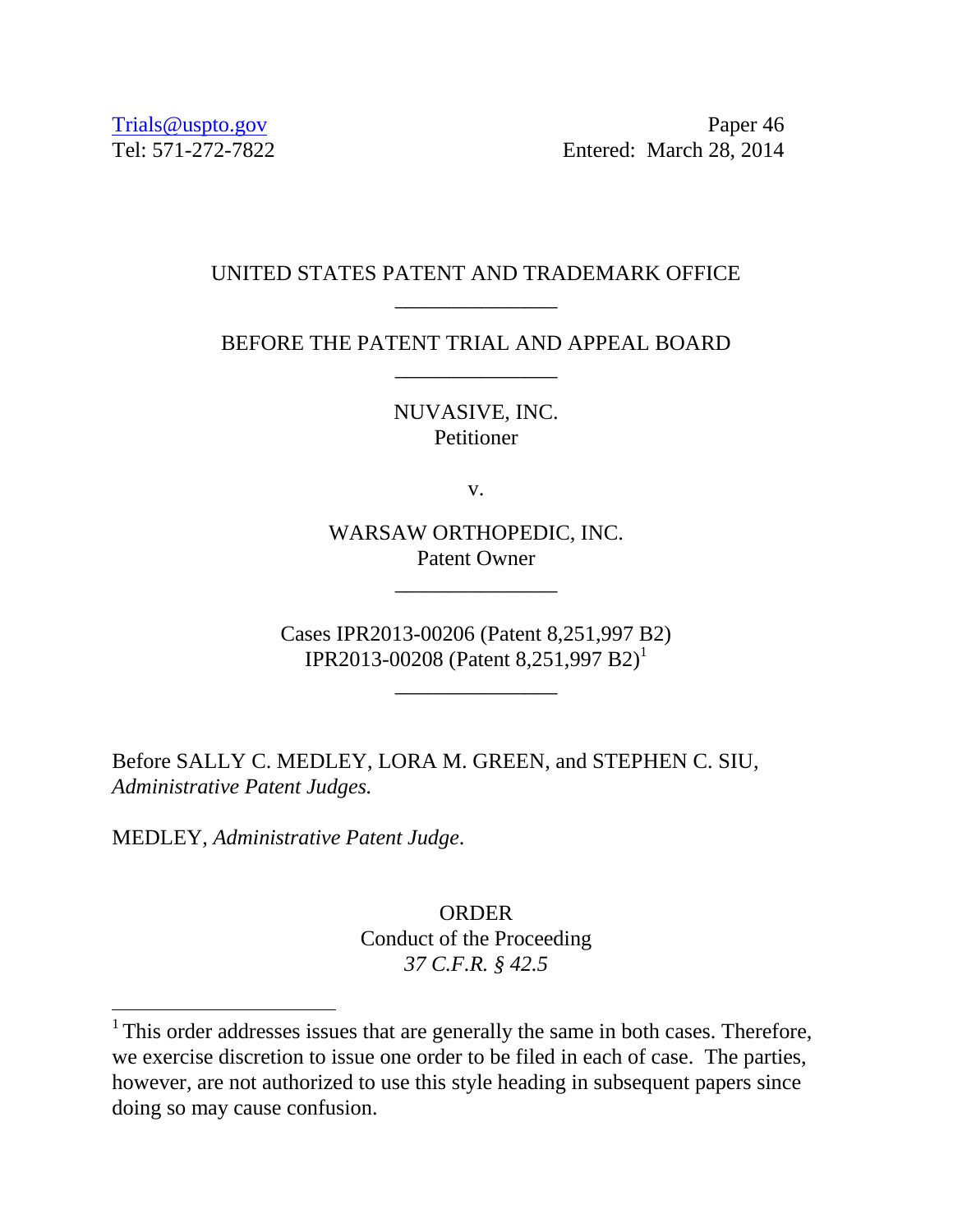Trials@uspto.gov
Tel: 571-272-7822

Paper 46
Entered: March 28, 2014

UNITED STATES PATENT AND TRADEMARK OFFICE

---

BEFORE THE PATENT TRIAL AND APPEAL BOARD

---

NUVASIVE, INC.
Petitioner

v.

WARSAW ORTHOPEDIC, INC.
Patent Owner

---

Cases IPR2013-00206 (Patent 8,251,997 B2)
IPR2013-00208 (Patent 8,251,997 B2)[1]

---

Before SALLY C. MEDLEY, LORA M. GREEN, and STEPHEN C. SIU, *Administrative Patent Judges.*

MEDLEY, *Administrative Patent Judge*.

ORDER
Conduct of the Proceeding
*37 C.F.R. § 42.5*

---

[1] This order addresses issues that are generally the same in both cases. Therefore, we exercise discretion to issue one order to be filed in each of case. The parties, however, are not authorized to use this style heading in subsequent papers since doing so may cause confusion.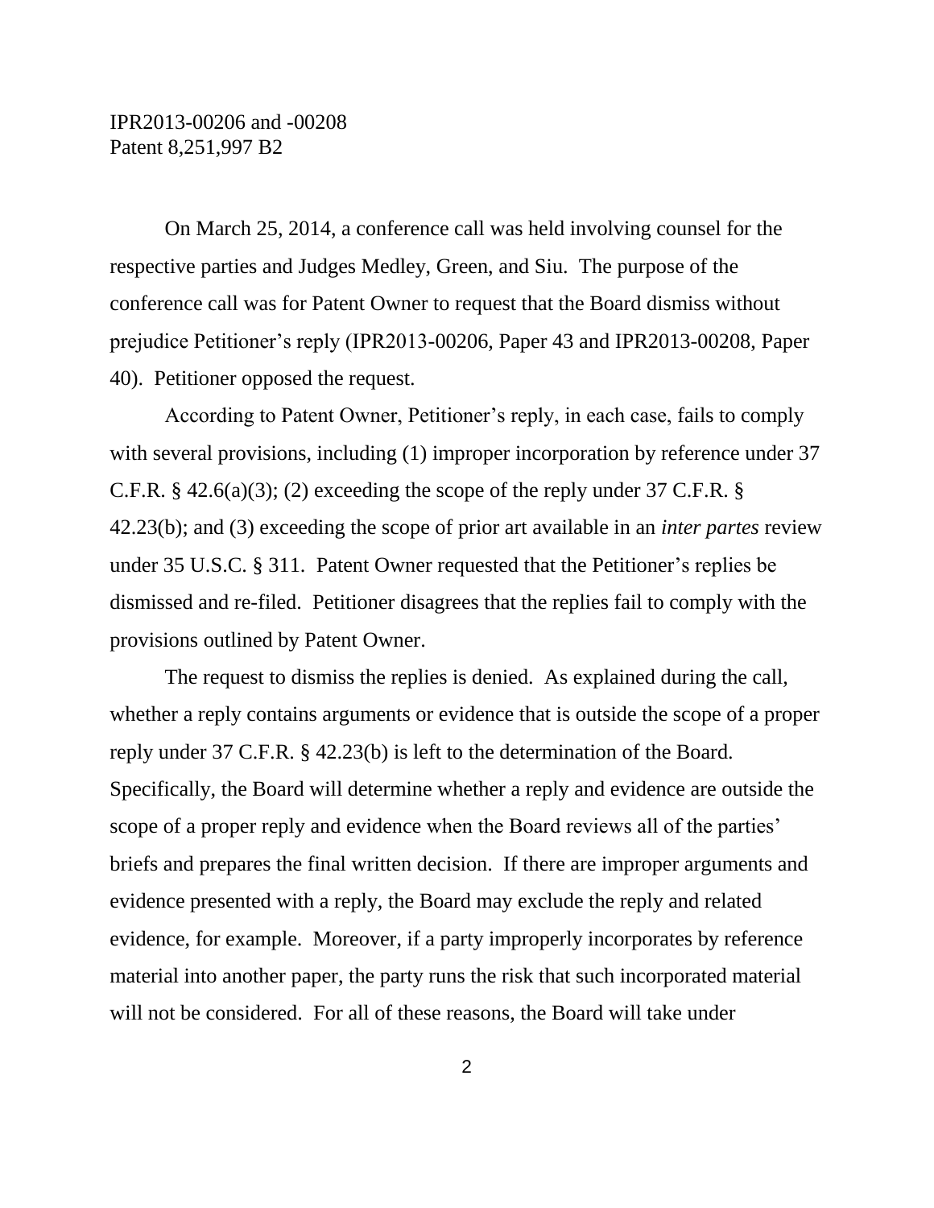On March 25, 2014, a conference call was held involving counsel for the respective parties and Judges Medley, Green, and Siu. The purpose of the conference call was for Patent Owner to request that the Board dismiss without prejudice Petitioner's reply (IPR2013-00206, Paper 43 and IPR2013-00208, Paper 40). Petitioner opposed the request.

According to Patent Owner, Petitioner's reply, in each case, fails to comply with several provisions, including (1) improper incorporation by reference under 37 C.F.R. § 42.6(a)(3); (2) exceeding the scope of the reply under 37 C.F.R. § 42.23(b); and (3) exceeding the scope of prior art available in an *inter partes* review under 35 U.S.C. § 311. Patent Owner requested that the Petitioner's replies be dismissed and re-filed. Petitioner disagrees that the replies fail to comply with the provisions outlined by Patent Owner.

The request to dismiss the replies is denied. As explained during the call, whether a reply contains arguments or evidence that is outside the scope of a proper reply under 37 C.F.R. § 42.23(b) is left to the determination of the Board. Specifically, the Board will determine whether a reply and evidence are outside the scope of a proper reply and evidence when the Board reviews all of the parties' briefs and prepares the final written decision. If there are improper arguments and evidence presented with a reply, the Board may exclude the reply and related evidence, for example. Moreover, if a party improperly incorporates by reference material into another paper, the party runs the risk that such incorporated material will not be considered. For all of these reasons, the Board will take under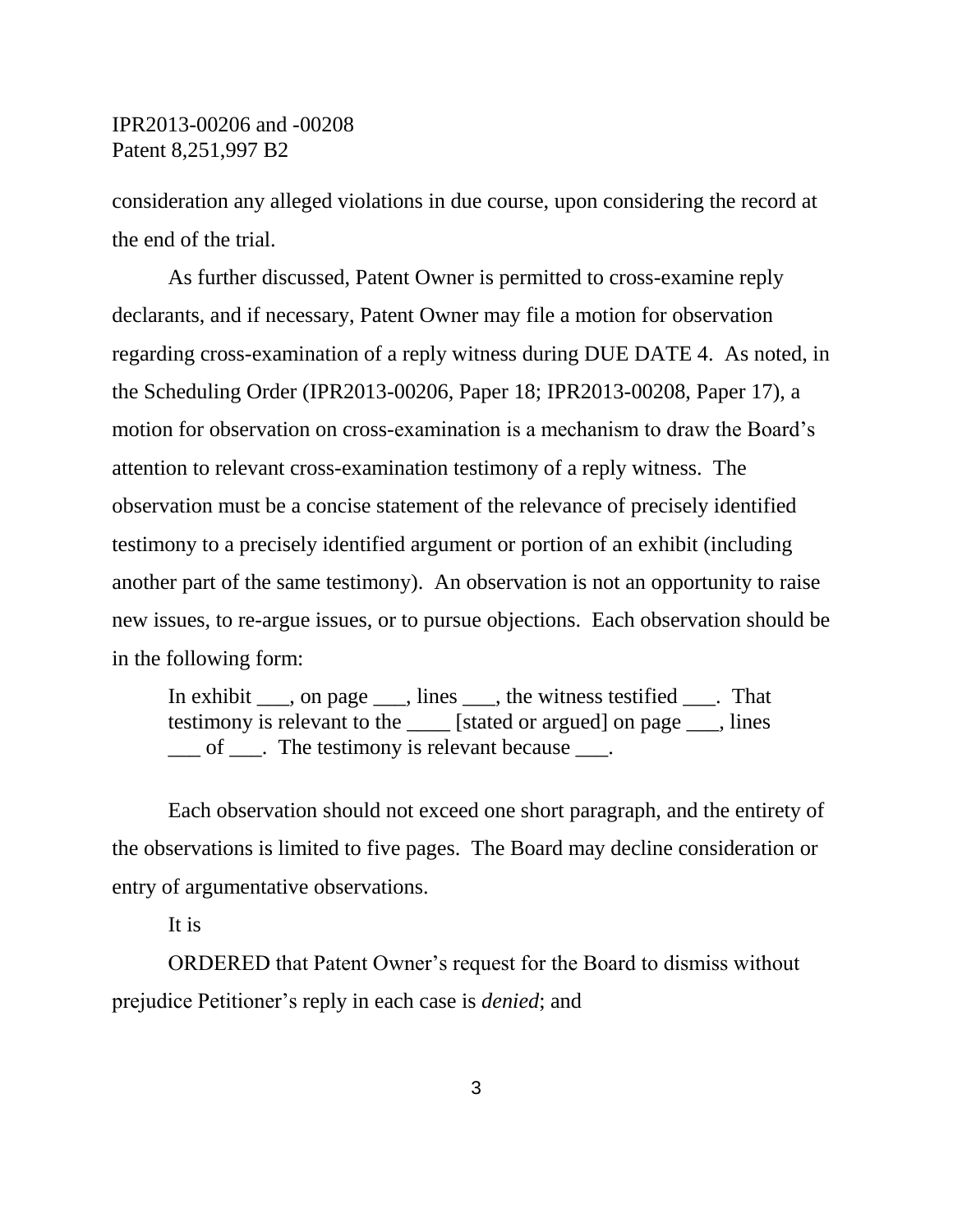consideration any alleged violations in due course, upon considering the record at the end of the trial.

As further discussed, Patent Owner is permitted to cross-examine reply declarants, and if necessary, Patent Owner may file a motion for observation regarding cross-examination of a reply witness during DUE DATE 4. As noted, in the Scheduling Order (IPR2013-00206, Paper 18; IPR2013-00208, Paper 17), a motion for observation on cross-examination is a mechanism to draw the Board's attention to relevant cross-examination testimony of a reply witness. The observation must be a concise statement of the relevance of precisely identified testimony to a precisely identified argument or portion of an exhibit (including another part of the same testimony). An observation is not an opportunity to raise new issues, to re-argue issues, or to pursue objections. Each observation should be in the following form:

> In exhibit ___, on page ___, lines ___, the witness testified ___. That testimony is relevant to the ____ [stated or argued] on page ___, lines ___ of ___. The testimony is relevant because ___.

Each observation should not exceed one short paragraph, and the entirety of the observations is limited to five pages. The Board may decline consideration or entry of argumentative observations.

It is

ORDERED that Patent Owner's request for the Board to dismiss without prejudice Petitioner's reply in each case is *denied*; and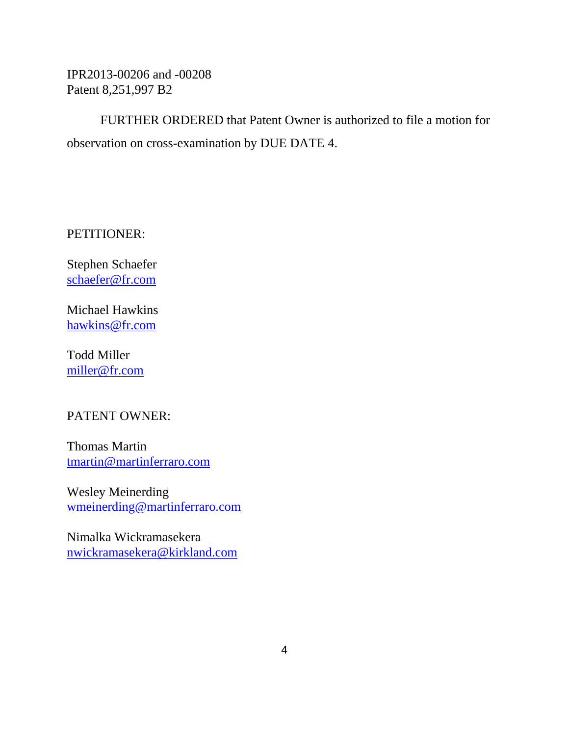IPR2013-00206 and -00208
Patent 8,251,997 B2

FURTHER ORDERED that Patent Owner is authorized to file a motion for observation on cross-examination by DUE DATE 4.

PETITIONER:

Stephen Schaefer
schaefer@fr.com

Michael Hawkins
hawkins@fr.com

Todd Miller
miller@fr.com

PATENT OWNER:

Thomas Martin
tmartin@martinferraro.com

Wesley Meinerding
wmeinerding@martinferraro.com

Nimalka Wickramasekera
nwickramasekera@kirkland.com